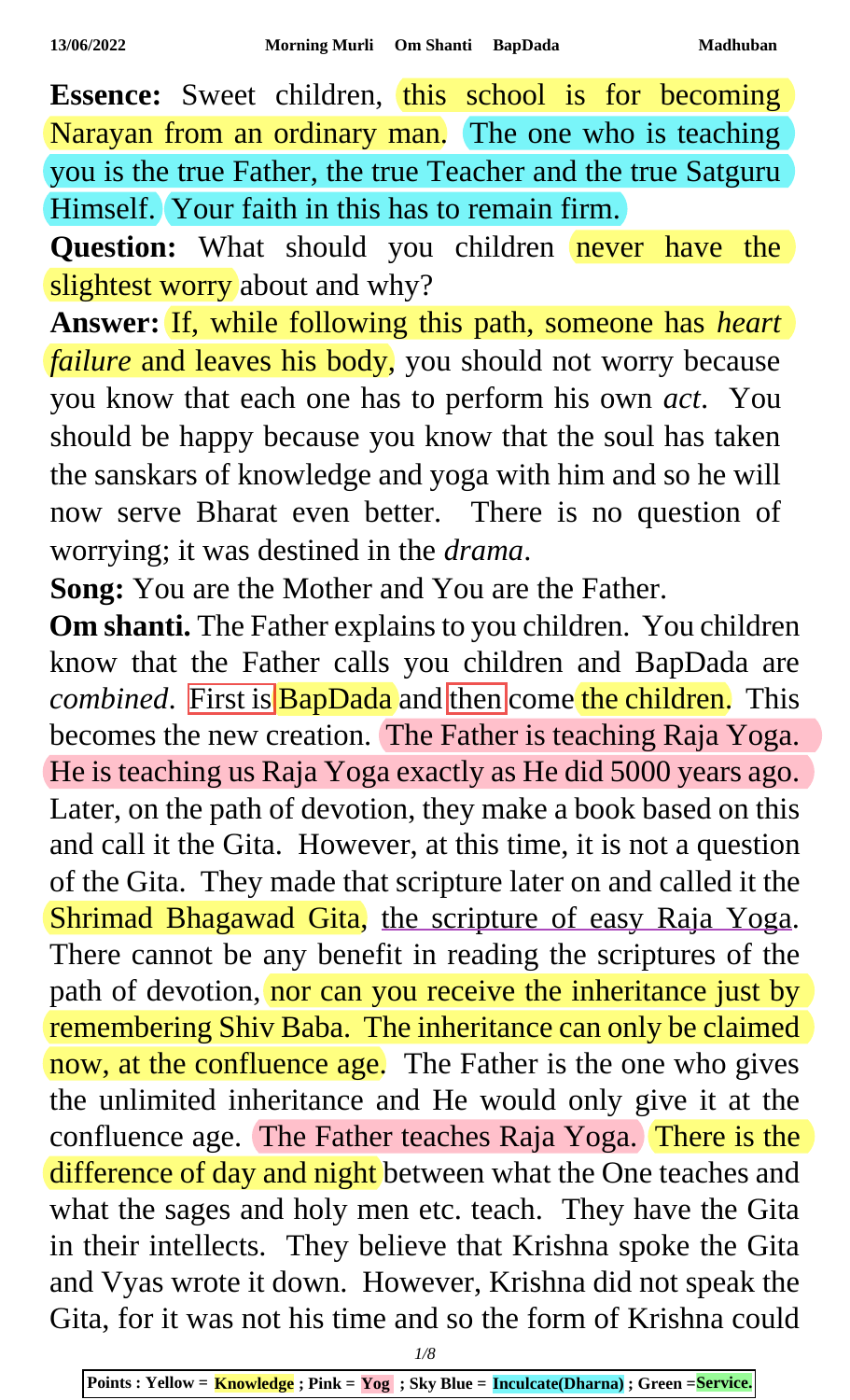**Essence:** Sweet children, this school is for becoming Narayan from an ordinary man. The one who is teaching you is the true Father, the true Teacher and the true Satguru Himself. Your faith in this has to remain firm.

**Question:** What should you children never have the slightest worry about and why?

**Answer:** If, while following this path, someone has *heart failure* and leaves his body, you should not worry because you know that each one has to perform his own *act*. You should be happy because you know that the soul has taken the sanskars of knowledge and yoga with him and so he will now serve Bharat even better. There is no question of worrying; it was destined in the *drama*.

**Song:** You are the Mother and You are the Father.

**Om shanti.** The Father explains to you children. You children know that the Father calls you children and BapDada are *combined*. First is BapDada and then come the children. This becomes the new creation. The Father is teaching Raja Yoga. He is teaching us Raja Yoga exactly as He did 5000 years ago. Later, on the path of devotion, they make a book based on this and call it the Gita. However, at this time, it is not a question of the Gita. They made that scripture later on and called it the Shrimad Bhagawad Gita, the scripture of easy Raja Yoga. There cannot be any benefit in reading the scriptures of the path of devotion, nor can you receive the inheritance just by remembering Shiv Baba. The inheritance can only be claimed now, at the confluence age. The Father is the one who gives the unlimited inheritance and He would only give it at the confluence age. The Father teaches Raja Yoga. There is the difference of day and night between what the One teaches and what the sages and holy men etc. teach. They have the Gita in their intellects. They believe that Krishna spoke the Gita and Vyas wrote it down. However, Krishna did not speak the Gita, for it was not his time and so the form of Krishna could

Points : Yellow = Knowledge ; Pink = Yog ; Sky Blue = Inculcate(Dharna) ; Green =Service.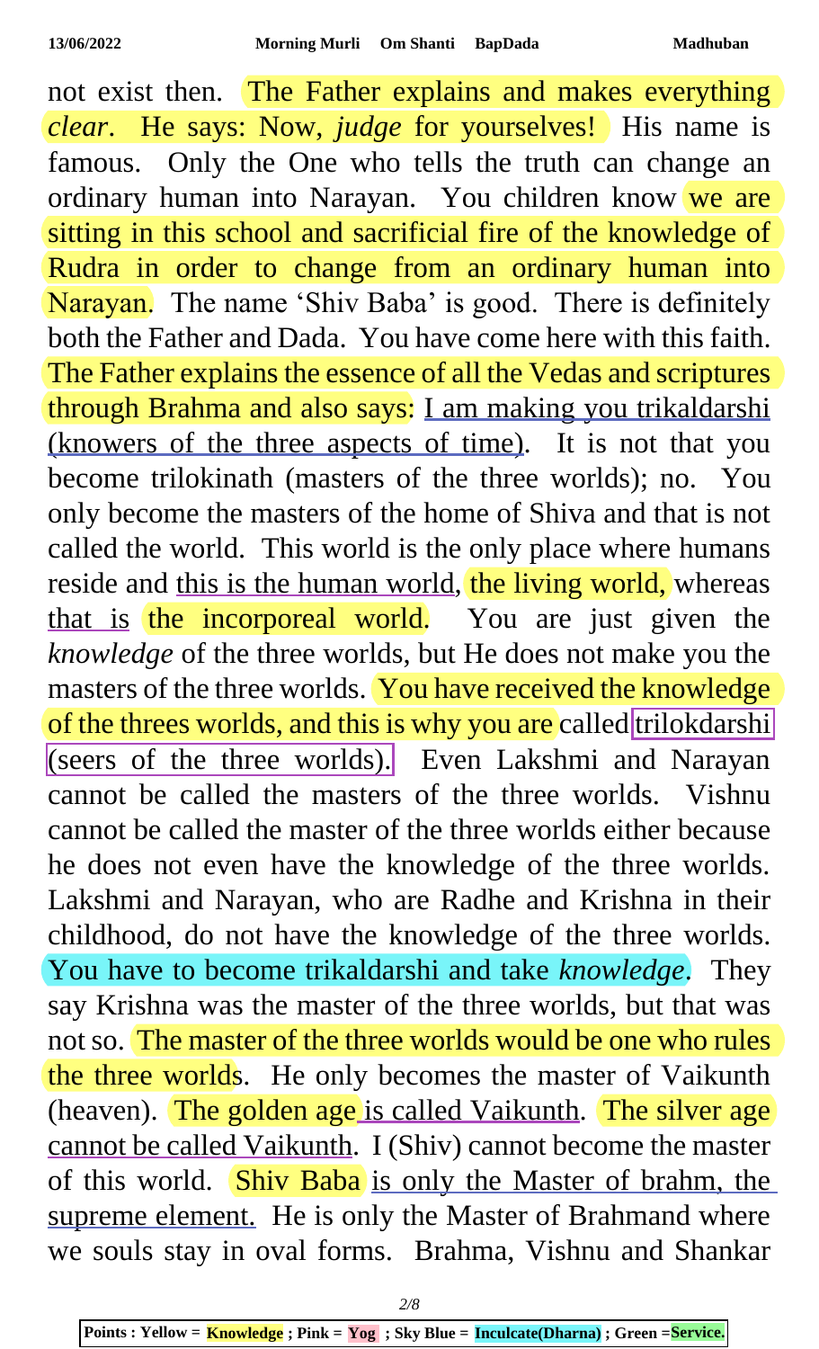not exist then. The Father explains and makes everything *clear*. He says: Now, *judge* for yourselves! His name is famous. Only the One who tells the truth can change an ordinary human into Narayan. You children know we are sitting in this school and sacrificial fire of the knowledge of Rudra in order to change from an ordinary human into Narayan. The name 'Shiv Baba' is good. There is definitely both the Father and Dada. You have come here with this faith. The Father explains the essence of all the Vedas and scriptures through Brahma and also says: I am making you trikaldarshi (knowers of the three aspects of time). It is not that you become trilokinath (masters of the three worlds); no. You only become the masters of the home of Shiva and that is not called the world. This world is the only place where humans reside and this is the human world, the living world, whereas that is the incorporeal world. You are just given the *knowledge* of the three worlds, but He does not make you the masters of the three worlds. You have received the knowledge of the threes worlds, and this is why you are called trilokdarshi (seers of the three worlds). Even Lakshmi and Narayan cannot be called the masters of the three worlds. Vishnu cannot be called the master of the three worlds either because he does not even have the knowledge of the three worlds. Lakshmi and Narayan, who are Radhe and Krishna in their childhood, do not have the knowledge of the three worlds. You have to become trikaldarshi and take *knowledge*. They say Krishna was the master of the three worlds, but that was not so. The master of the three worlds would be one who rules the three worlds. He only becomes the master of Vaikunth (heaven). The golden age is called Vaikunth. The silver age cannot be called Vaikunth. I (Shiv) cannot become the master of this world. Shiv Baba is only the Master of brahm, the supreme element. He is only the Master of Brahmand where we souls stay in oval forms. Brahma, Vishnu and Shankar

Points : Yellow = Knowledge ; Pink = Yog ; Sky Blue = Inculcate(Dharna) ; Green =Service.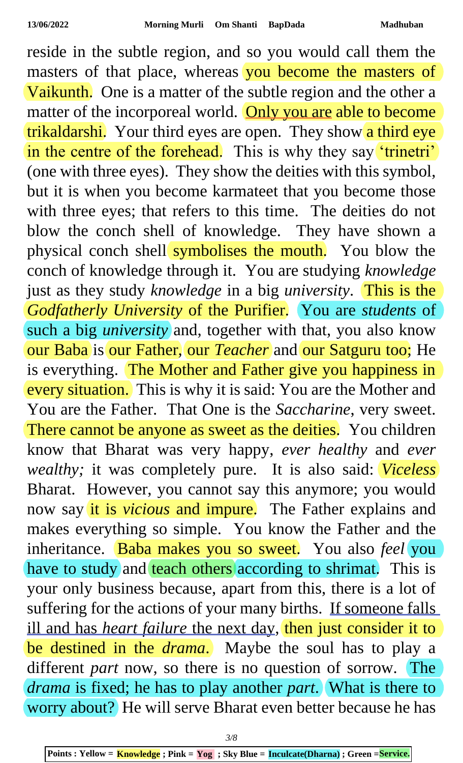reside in the subtle region, and so you would call them the masters of that place, whereas you become the masters of Vaikunth. One is a matter of the subtle region and the other a matter of the incorporeal world. Only you are able to become trikaldarshi. Your third eyes are open. They show a third eye in the centre of the forehead. This is why they say 'trinetri' (one with three eyes). They show the deities with this symbol, but it is when you become karmateet that you become those with three eyes; that refers to this time. The deities do not blow the conch shell of knowledge. They have shown a physical conch shell symbolises the mouth. You blow the conch of knowledge through it. You are studying *knowledge* just as they study *knowledge* in a big *university*. This is the *Godfatherly University* of the Purifier. You are *students* of such a big *university* and, together with that, you also know our Baba is our Father, our *Teacher* and our Satguru too; He is everything. The Mother and Father give you happiness in every situation. This is why it is said: You are the Mother and You are the Father. That One is the *Saccharine*, very sweet. There cannot be anyone as sweet as the deities. You children know that Bharat was very happy, *ever healthy* and *ever wealthy;* it was completely pure. It is also said: *Viceless* Bharat. However, you cannot say this anymore; you would now say it is *vicious* and impure. The Father explains and makes everything so simple. You know the Father and the inheritance. Baba makes you so sweet. You also *feel* you have to study and teach others according to shrimat. This is your only business because, apart from this, there is a lot of suffering for the actions of your many births. If someone falls ill and has *heart failure* the next day, then just consider it to be destined in the *drama*. Maybe the soul has to play a different *part* now, so there is no question of sorrow. The *drama* is fixed; he has to play another *part*. What is there to worry about? He will serve Bharat even better because he has

Points : Yellow = **Knowledge** ; Pink = **Yog** ; Sky Blue = **Inculcate(Dharna)** ; Green = **Service.**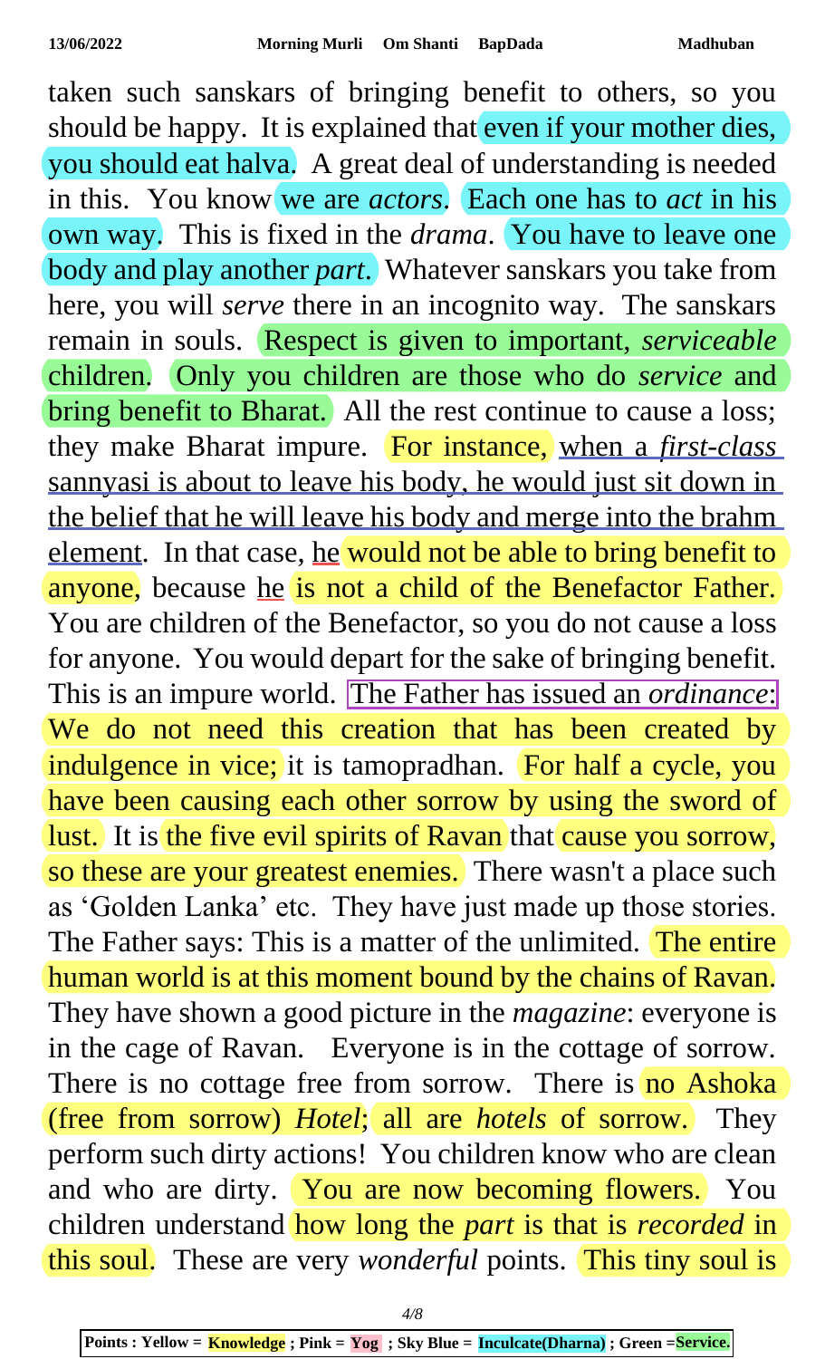taken such sanskars of bringing benefit to others, so you should be happy. It is explained that even if your mother dies, you should eat halva. A great deal of understanding is needed in this. You know we are *actors*. Each one has to *act* in his own way. This is fixed in the *drama*. You have to leave one body and play another *part*. Whatever sanskars you take from here, you will *serve* there in an incognito way. The sanskars remain in souls. Respect is given to important, *serviceable* children. Only you children are those who do *service* and bring benefit to Bharat. All the rest continue to cause a loss; they make Bharat impure. For instance, when a *first-class* sannyasi is about to leave his body, he would just sit down in the belief that he will leave his body and merge into the brahm element. In that case, he would not be able to bring benefit to anyone, because he is not a child of the Benefactor Father. You are children of the Benefactor, so you do not cause a loss for anyone. You would depart for the sake of bringing benefit. This is an impure world. The Father has issued an *ordinance*: We do not need this creation that has been created by indulgence in vice; it is tamopradhan. For half a cycle, you have been causing each other sorrow by using the sword of lust. It is the five evil spirits of Ravan that cause you sorrow, so these are your greatest enemies. There wasn't a place such as 'Golden Lanka' etc. They have just made up those stories. The Father says: This is a matter of the unlimited. The entire human world is at this moment bound by the chains of Ravan. They have shown a good picture in the *magazine*: everyone is in the cage of Ravan. Everyone is in the cottage of sorrow. There is no cottage free from sorrow. There is no Ashoka (free from sorrow) *Hotel*; all are *hotels* of sorrow. They perform such dirty actions! You children know who are clean and who are dirty. You are now becoming flowers. You children understand how long the *part* is that is *recorded* in this soul. These are very *wonderful* points. This tiny soul is

**Points : Yellow = Knowledge ; Pink = Yog ; Sky Blue = Inculcate(Dharna) ; Green =Service.**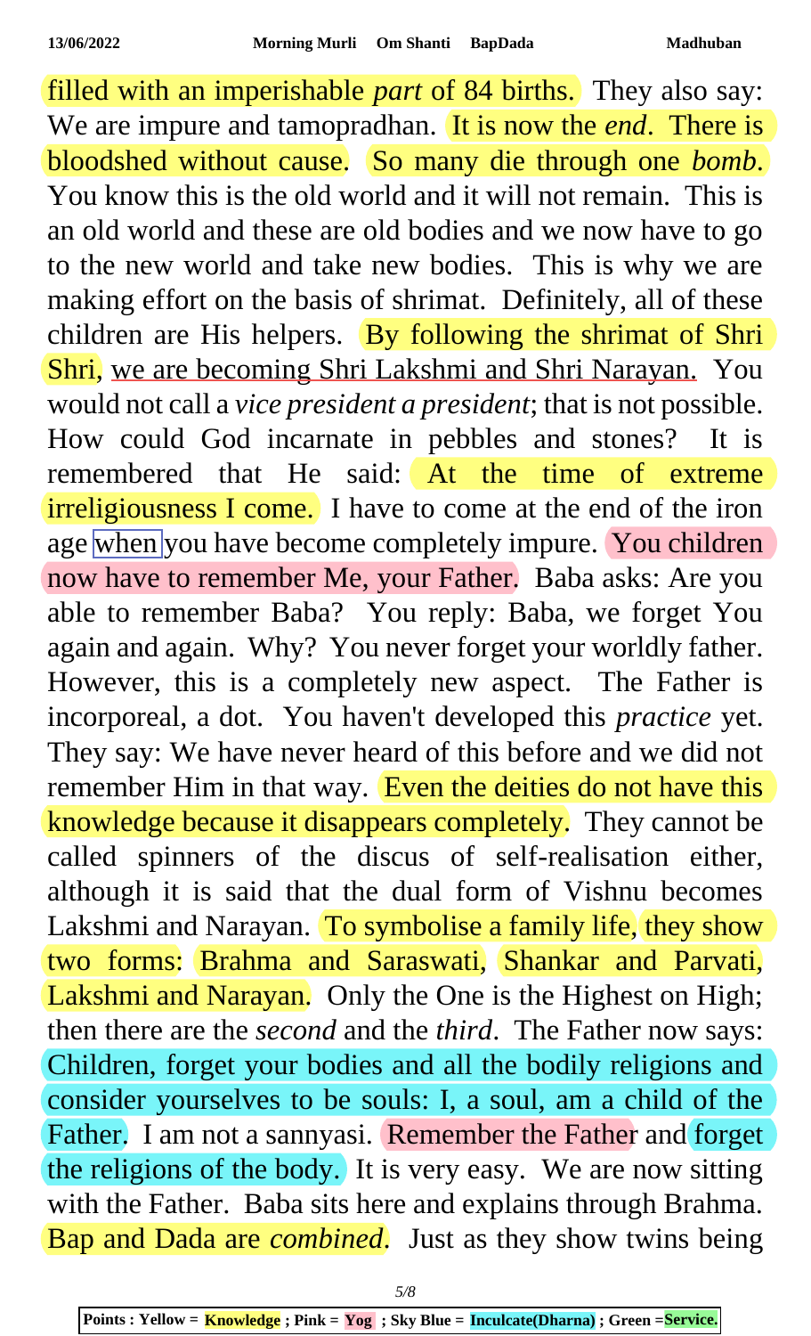filled with an imperishable *part* of 84 births. They also say: We are impure and tamopradhan. It is now the *end*. There is bloodshed without cause. So many die through one *bomb*. You know this is the old world and it will not remain. This is an old world and these are old bodies and we now have to go to the new world and take new bodies. This is why we are making effort on the basis of shrimat. Definitely, all of these children are His helpers. By following the shrimat of Shri Shri, we are becoming Shri Lakshmi and Shri Narayan. You would not call a *vice president a president*; that is not possible. How could God incarnate in pebbles and stones? It is remembered that He said: At the time of extreme irreligiousness I come. I have to come at the end of the iron age when you have become completely impure. You children now have to remember Me, your Father. Baba asks: Are you able to remember Baba? You reply: Baba, we forget You again and again. Why? You never forget your worldly father. However, this is a completely new aspect. The Father is incorporeal, a dot. You haven't developed this *practice* yet. They say: We have never heard of this before and we did not remember Him in that way. Even the deities do not have this knowledge because it disappears completely. They cannot be called spinners of the discus of self-realisation either, although it is said that the dual form of Vishnu becomes Lakshmi and Narayan. To symbolise a family life, they show two forms: Brahma and Saraswati, Shankar and Parvati, Lakshmi and Narayan. Only the One is the Highest on High; then there are the *second* and the *third*. The Father now says: Children, forget your bodies and all the bodily religions and consider yourselves to be souls: I, a soul, am a child of the Father. I am not a sannyasi. Remember the Father and forget the religions of the body. It is very easy. We are now sitting with the Father. Baba sits here and explains through Brahma. Bap and Dada are *combined*. Just as they show twins being

**Points : Yellow = Knowledge ; Pink = Yog ; Sky Blue = Inculcate(Dharna) ; Green = Service.**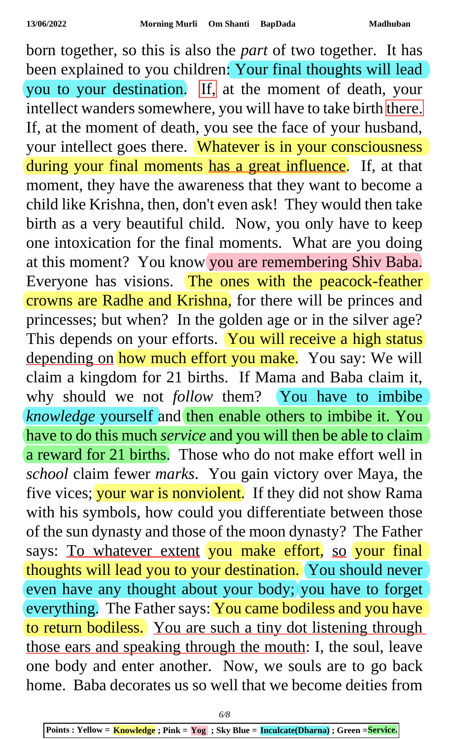born together, so this is also the *part* of two together. It has been explained to you children: Your final thoughts will lead you to your destination. If, at the moment of death, your intellect wanders somewhere, you will have to take birth there. If, at the moment of death, you see the face of your husband, your intellect goes there. Whatever is in your consciousness during your final moments has a great influence. If, at that moment, they have the awareness that they want to become a child like Krishna, then, don't even ask! They would then take birth as a very beautiful child. Now, you only have to keep one intoxication for the final moments. What are you doing at this moment? You know you are remembering Shiv Baba. Everyone has visions. The ones with the peacock-feather crowns are Radhe and Krishna, for there will be princes and princesses; but when? In the golden age or in the silver age? This depends on your efforts. You will receive a high status depending on how much effort you make. You say: We will claim a kingdom for 21 births. If Mama and Baba claim it, why should we not *follow* them? You have to imbibe *knowledge* yourself and then enable others to imbibe it. You have to do this much *service* and you will then be able to claim a reward for 21 births. Those who do not make effort well in *school* claim fewer *marks*. You gain victory over Maya, the five vices; your war is nonviolent. If they did not show Rama with his symbols, how could you differentiate between those of the sun dynasty and those of the moon dynasty? The Father says: To whatever extent you make effort, so your final thoughts will lead you to your destination. You should never even have any thought about your body; you have to forget everything. The Father says: You came bodiless and you have to return bodiless. You are such a tiny dot listening through those ears and speaking through the mouth: I, the soul, leave one body and enter another. Now, we souls are to go back home. Baba decorates us so well that we become deities from

Points : Yellow = Knowledge ; Pink = Yog ; Sky Blue = Inculcate(Dharna) ; Green =Service.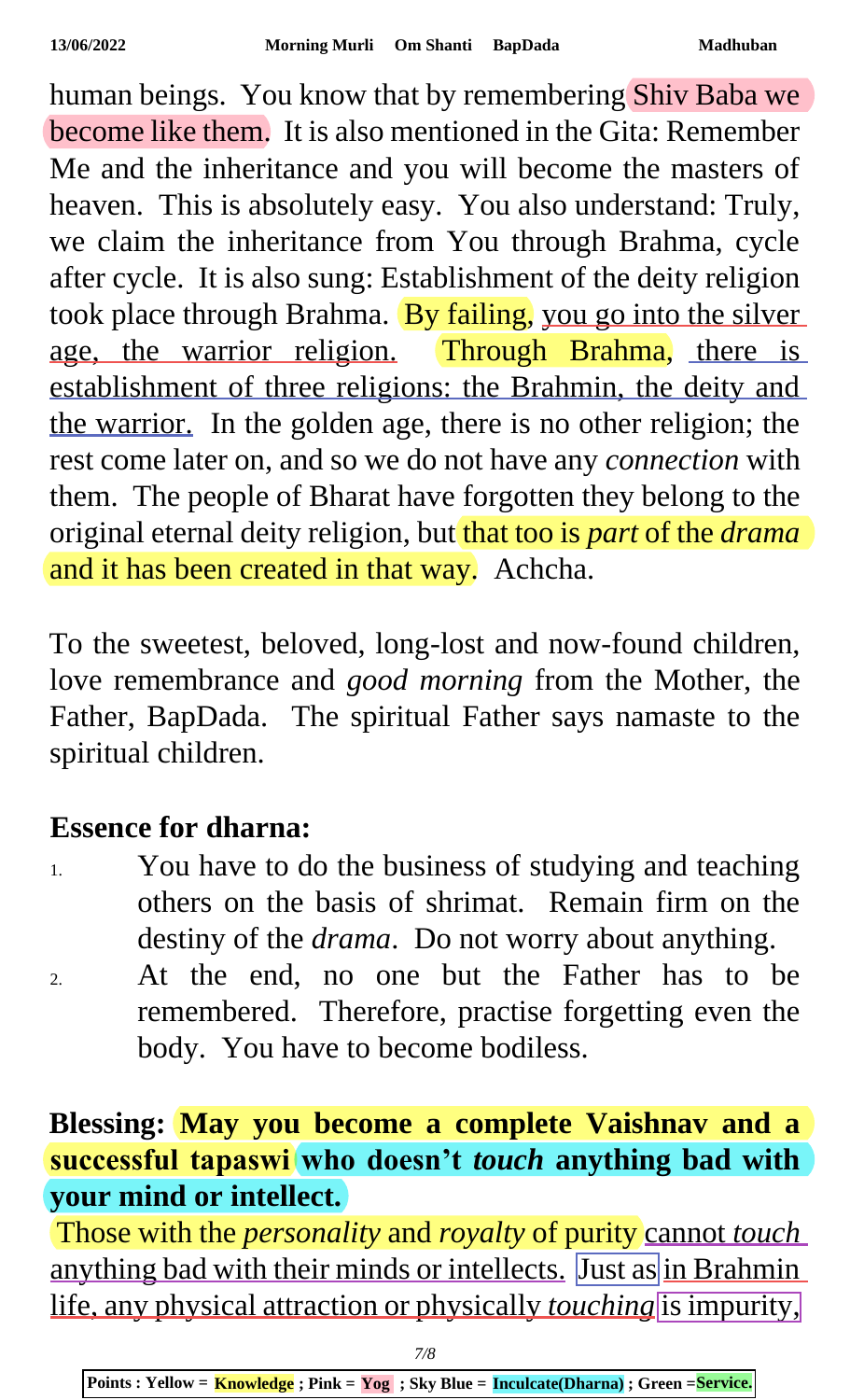human beings. You know that by remembering Shiv Baba we become like them. It is also mentioned in the Gita: Remember Me and the inheritance and you will become the masters of heaven. This is absolutely easy. You also understand: Truly, we claim the inheritance from You through Brahma, cycle after cycle. It is also sung: Establishment of the deity religion took place through Brahma. By failing, you go into the silver age, the warrior religion. Through Brahma, there is establishment of three religions: the Brahmin, the deity and the warrior. In the golden age, there is no other religion; the rest come later on, and so we do not have any *connection* with them. The people of Bharat have forgotten they belong to the original eternal deity religion, but that too is *part* of the *drama* and it has been created in that way. Achcha.

To the sweetest, beloved, long-lost and now-found children, love remembrance and *good morning* from the Mother, the Father, BapDada. The spiritual Father says namaste to the spiritual children.

**Essence for dharna:**

1. You have to do the business of studying and teaching others on the basis of shrimat. Remain firm on the destiny of the *drama*. Do not worry about anything.
2. At the end, no one but the Father has to be remembered. Therefore, practise forgetting even the body. You have to become bodiless.

**Blessing: May you become a complete Vaishnav and a successful tapaswi who doesn't *touch* anything bad with your mind or intellect.**

Those with the *personality* and *royalty* of purity cannot *touch* anything bad with their minds or intellects. Just as in Brahmin life, any physical attraction or physically *touching* is impurity,

Points : Yellow = Knowledge ; Pink = Yog ; Sky Blue = Inculcate(Dharna) ; Green =Service.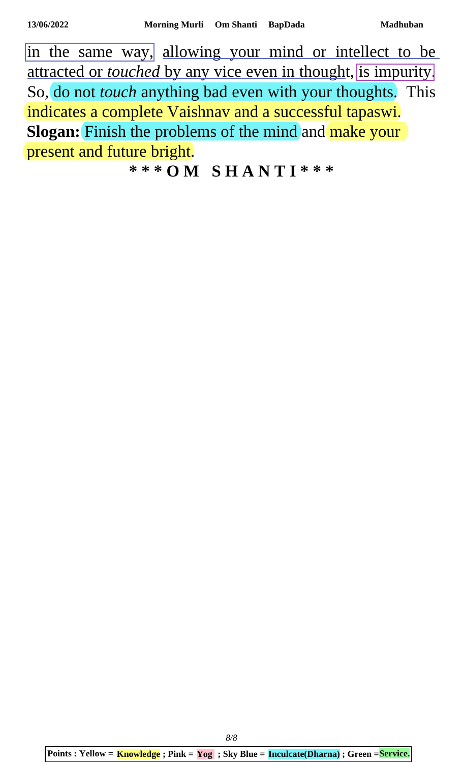in the same way, allowing your mind or intellect to be attracted or *touched* by any vice even in thought, is impurity. So, do not *touch* anything bad even with your thoughts. This indicates a complete Vaishnav and a successful tapaswi.

**Slogan:** Finish the problems of the mind and make your present and future bright.

**\* \* \* O M   S H A N T I \* \* \***

**Points : Yellow = Knowledge ; Pink = Yog ; Sky Blue = Inculcate(Dharna) ; Green = Service.**